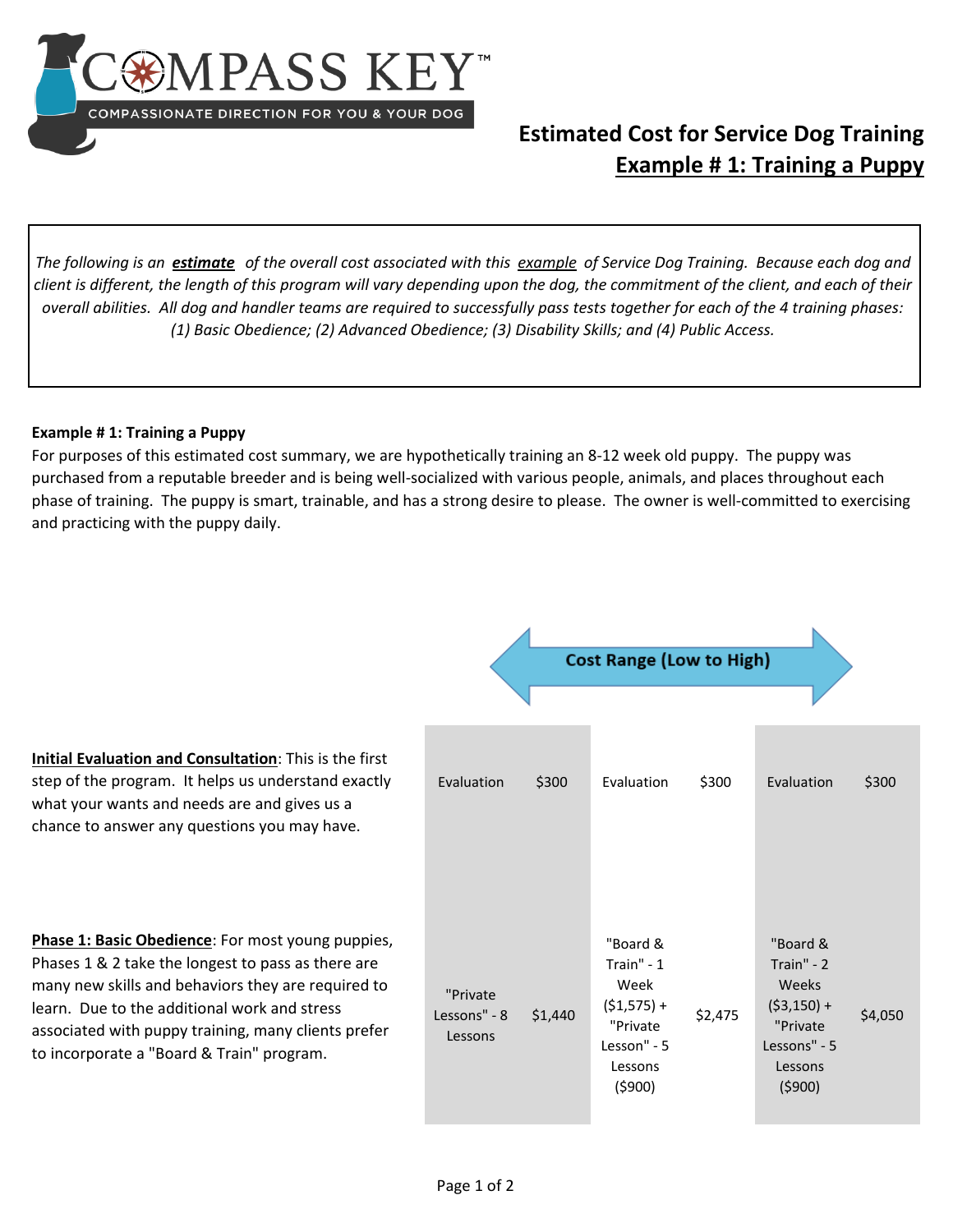COMPASS KEY™

COMPASSIONATE DIRECTION FOR YOU & YOUR DOG

# Estimated Cost for Service Dog Training

## Example # 1: Training a Puppy

*The following is an* ***estimate*** *of the overall cost associated with this* *example* *of Service Dog Training. Because each dog and client is different, the length of this program will vary depending upon the dog, the commitment of the client, and each of their overall abilities. All dog and handler teams are required to successfully pass tests together for each of the 4 training phases: (1) Basic Obedience; (2) Advanced Obedience; (3) Disability Skills; and (4) Public Access.*

**Example # 1: Training a Puppy**

For purposes of this estimated cost summary, we are hypothetically training an 8-12 week old puppy. The puppy was purchased from a reputable breeder and is being well-socialized with various people, animals, and places throughout each phase of training. The puppy is smart, trainable, and has a strong desire to please. The owner is well-committed to exercising and practicing with the puppy daily.

**Cost Range (Low to High)**

| | Low | | Mid | | High | |
|---|---|---|---|---|---|---|
| **Initial Evaluation and Consultation**: This is the first step of the program. It helps us understand exactly what your wants and needs are and gives us a chance to answer any questions you may have. | Evaluation | $300 | Evaluation | $300 | Evaluation | $300 |
| **Phase 1: Basic Obedience**: For most young puppies, Phases 1 & 2 take the longest to pass as there are many new skills and behaviors they are required to learn. Due to the additional work and stress associated with puppy training, many clients prefer to incorporate a "Board & Train" program. | "Private Lessons" - 8 Lessons | $1,440 | "Board & Train" - 1 Week ($1,575) + "Private Lesson" - 5 Lessons ($900) | $2,475 | "Board & Train" - 2 Weeks ($3,150) + "Private Lessons" - 5 Lessons ($900) | $4,050 |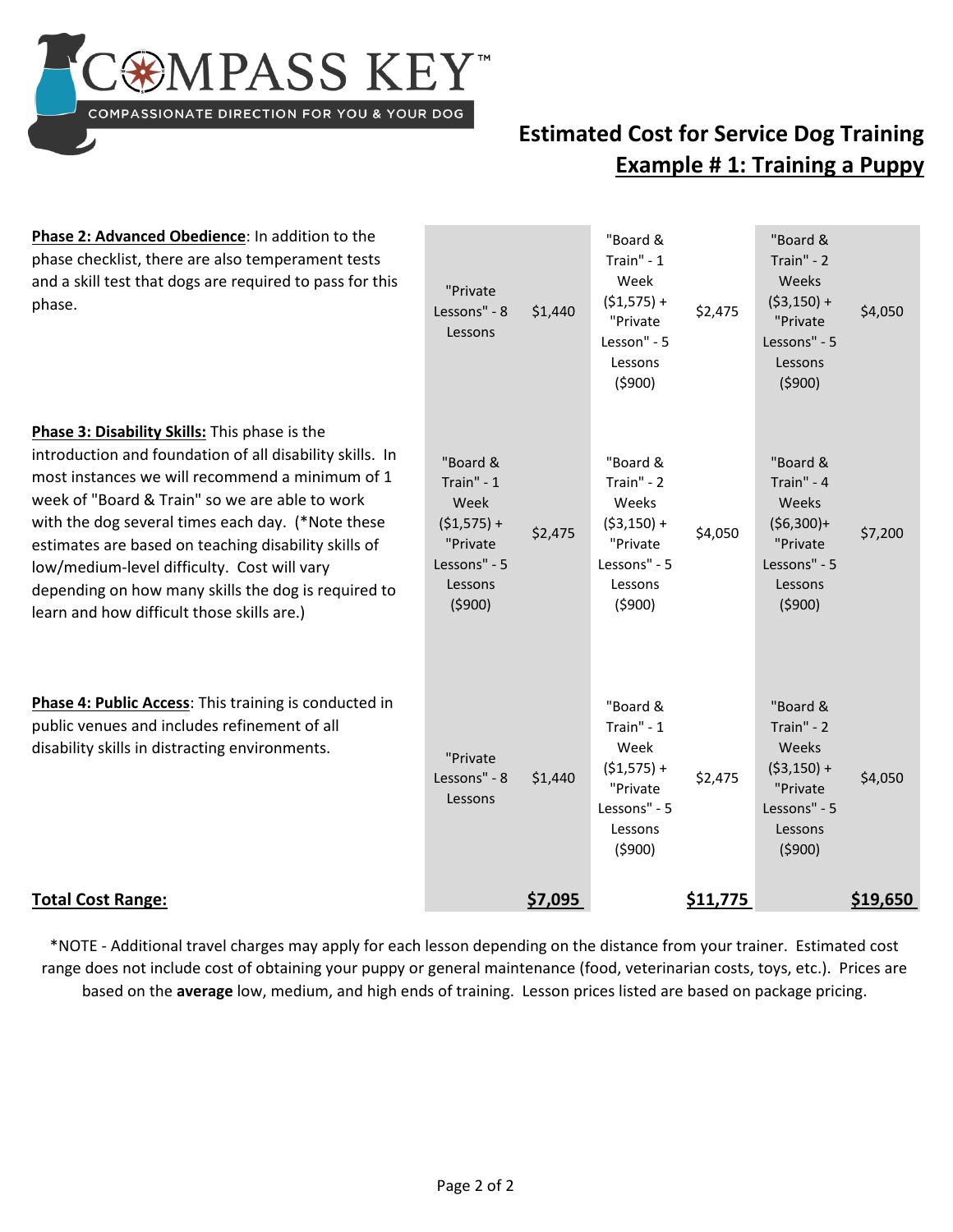COMPASS KEY™

COMPASSIONATE DIRECTION FOR YOU & YOUR DOG

## Estimated Cost for Service Dog Training

## Example # 1: Training a Puppy

| | | | | | | |
|---|---|---|---|---|---|---|
| **Phase 2: Advanced Obedience**: In addition to the phase checklist, there are also temperament tests and a skill test that dogs are required to pass for this phase. | "Private Lessons" - 8 Lessons | $1,440 | "Board & Train" - 1 Week ($1,575) + "Private Lesson" - 5 Lessons ($900) | $2,475 | "Board & Train" - 2 Weeks ($3,150) + "Private Lessons" - 5 Lessons ($900) | $4,050 |
| **Phase 3: Disability Skills:** This phase is the introduction and foundation of all disability skills. In most instances we will recommend a minimum of 1 week of "Board & Train" so we are able to work with the dog several times each day. (*Note these estimates are based on teaching disability skills of low/medium-level difficulty. Cost will vary depending on how many skills the dog is required to learn and how difficult those skills are.) | "Board & Train" - 1 Week ($1,575) + "Private Lessons" - 5 Lessons ($900) | $2,475 | "Board & Train" - 2 Weeks ($3,150) + "Private Lessons" - 5 Lessons ($900) | $4,050 | "Board & Train" - 4 Weeks ($6,300)+ "Private Lessons" - 5 Lessons ($900) | $7,200 |
| **Phase 4: Public Access**: This training is conducted in public venues and includes refinement of all disability skills in distracting environments. | "Private Lessons" - 8 Lessons | $1,440 | "Board & Train" - 1 Week ($1,575) + "Private Lessons" - 5 Lessons ($900) | $2,475 | "Board & Train" - 2 Weeks ($3,150) + "Private Lessons" - 5 Lessons ($900) | $4,050 |
| **Total Cost Range:** | | **$7,095** | | **$11,775** | | **$19,650** |

*NOTE - Additional travel charges may apply for each lesson depending on the distance from your trainer. Estimated cost range does not include cost of obtaining your puppy or general maintenance (food, veterinarian costs, toys, etc.). Prices are based on the **average** low, medium, and high ends of training. Lesson prices listed are based on package pricing.